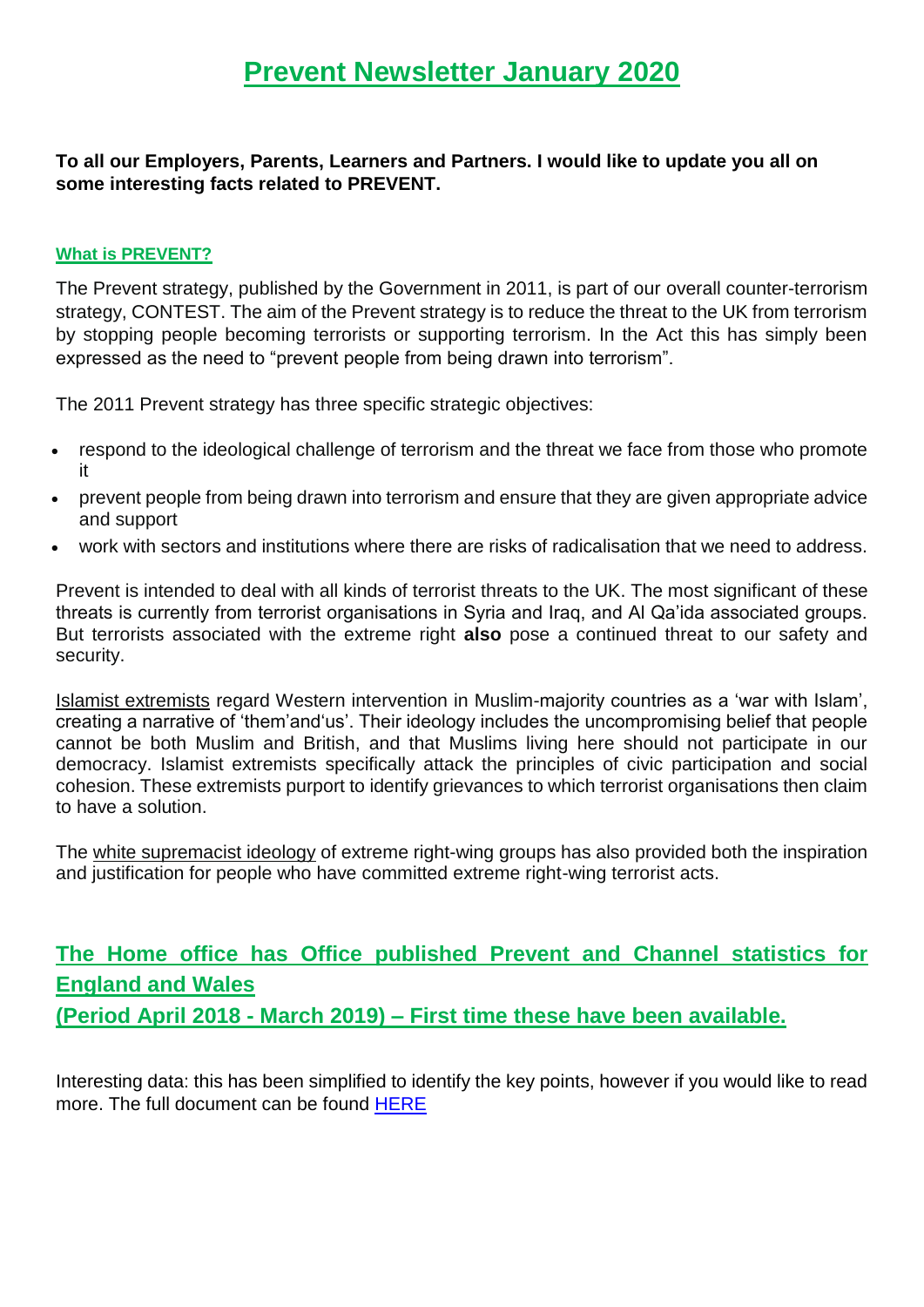# Prevent Newsletter January 2020

**To all our Employers, Parents, Learners and Partners. I would like to update you all on some interesting facts related to PREVENT.**

## What is PREVENT?

The Prevent strategy, published by the Government in 2011, is part of our overall counter-terrorism strategy, CONTEST. The aim of the Prevent strategy is to reduce the threat to the UK from terrorism by stopping people becoming terrorists or supporting terrorism. In the Act this has simply been expressed as the need to "prevent people from being drawn into terrorism".

The 2011 Prevent strategy has three specific strategic objectives:

- respond to the ideological challenge of terrorism and the threat we face from those who promote it
- prevent people from being drawn into terrorism and ensure that they are given appropriate advice and support
- work with sectors and institutions where there are risks of radicalisation that we need to address.

Prevent is intended to deal with all kinds of terrorist threats to the UK. The most significant of these threats is currently from terrorist organisations in Syria and Iraq, and Al Qa'ida associated groups. But terrorists associated with the extreme right **also** pose a continued threat to our safety and security.

Islamist extremists regard Western intervention in Muslim-majority countries as a 'war with Islam', creating a narrative of 'them'and'us'. Their ideology includes the uncompromising belief that people cannot be both Muslim and British, and that Muslims living here should not participate in our democracy. Islamist extremists specifically attack the principles of civic participation and social cohesion. These extremists purport to identify grievances to which terrorist organisations then claim to have a solution.

The white supremacist ideology of extreme right-wing groups has also provided both the inspiration and justification for people who have committed extreme right-wing terrorist acts.

## The Home office has Office published Prevent and Channel statistics for England and Wales (Period April 2018 - March 2019) – First time these have been available.

Interesting data: this has been simplified to identify the key points, however if you would like to read more. The full document can be found HERE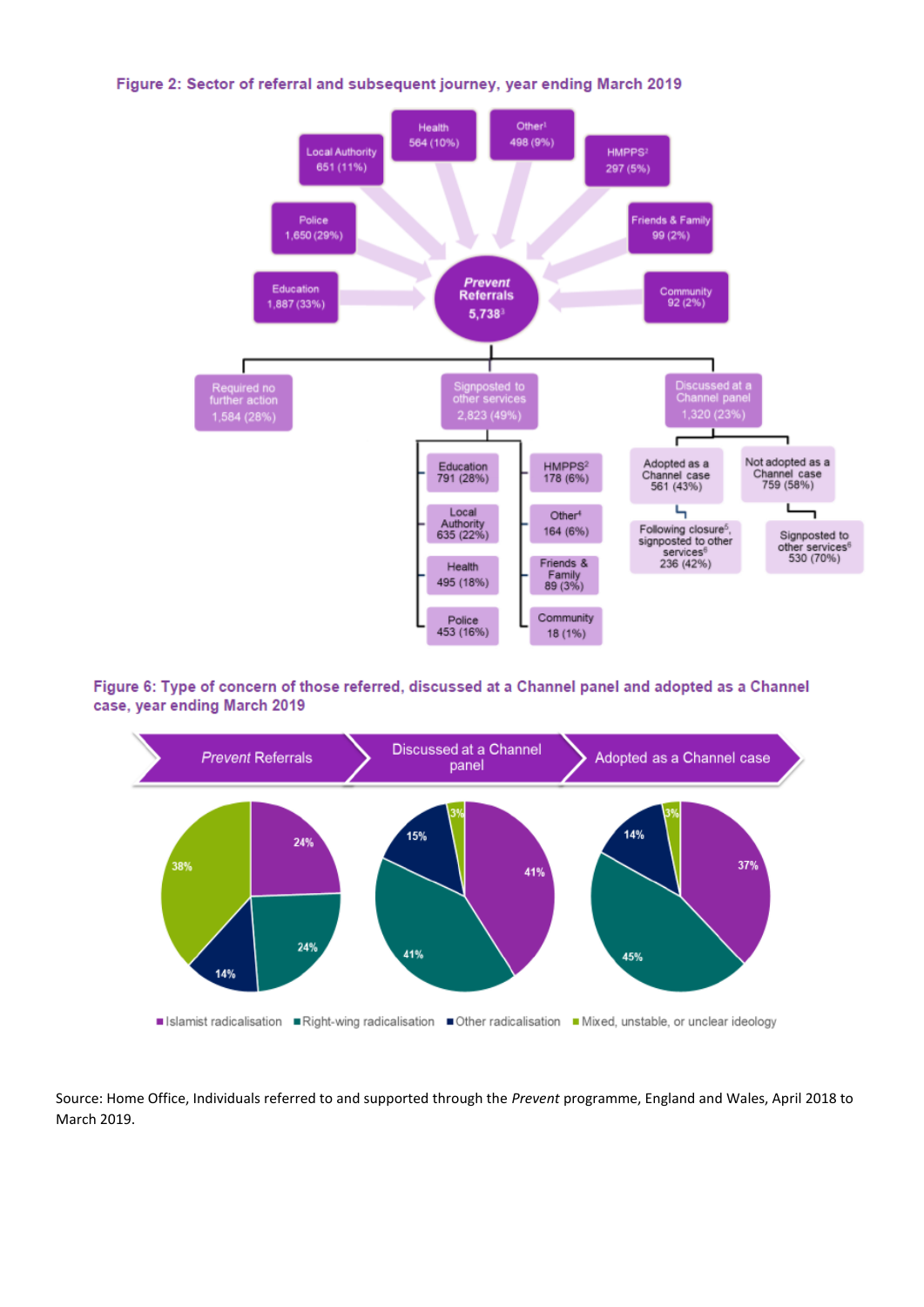**Figure 2: Sector of referral and subsequent journey, year ending March 2019**

*Prevent* Referrals 5,738[3]

Sector of referral:

- Education 1,887 (33%)
- Police 1,650 (29%)
- Local Authority 651 (11%)
- Health 564 (10%)
- Other[1] 498 (9%)
- HMPPS[2] 297 (5%)
- Friends & Family 99 (2%)
- Community 92 (2%)

Subsequent journey:

- Required no further action 1,584 (28%)
- Signposted to other services 2,823 (49%)
  - Education 791 (28%)
  - Local Authority 635 (22%)
  - Health 495 (18%)
  - Police 453 (16%)
  - HMPPS[2] 178 (6%)
  - Other[4] 164 (6%)
  - Friends & Family 89 (3%)
  - Community 18 (1%)
- Discussed at a Channel panel 1,320 (23%)
  - Adopted as a Channel case 561 (43%)
    - Following closure[5], signposted to other services[6] 236 (42%)
  - Not adopted as a Channel case 759 (58%)
    - Signposted to other services[6] 530 (70%)

**Figure 6: Type of concern of those referred, discussed at a Channel panel and adopted as a Channel case, year ending March 2019**

| Type of concern | *Prevent* Referrals | Discussed at a Channel panel | Adopted as a Channel case |
|---|---|---|---|
| Islamist radicalisation | 24% | 41% | 37% |
| Right-wing radicalisation | 24% | 41% | 45% |
| Other radicalisation | 14% | 15% | 14% |
| Mixed, unstable, or unclear ideology | 38% | 3% | 3% |

Source: Home Office, Individuals referred to and supported through the *Prevent* programme, England and Wales, April 2018 to March 2019.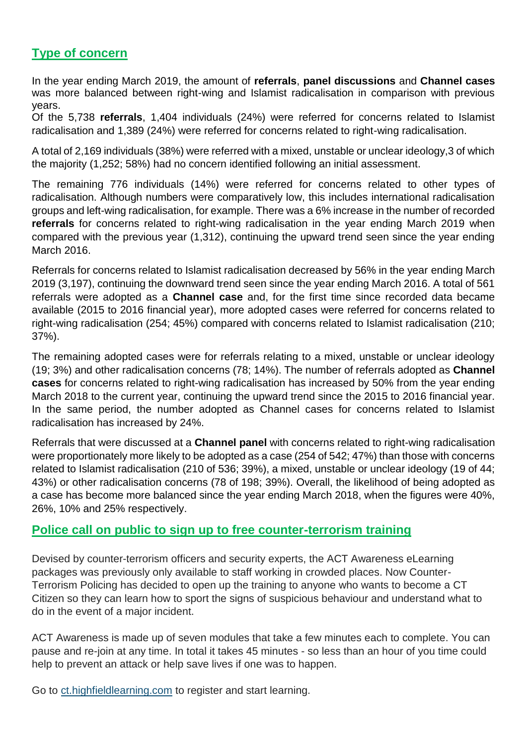## Type of concern

In the year ending March 2019, the amount of **referrals**, **panel discussions** and **Channel cases** was more balanced between right-wing and Islamist radicalisation in comparison with previous years.
Of the 5,738 **referrals**, 1,404 individuals (24%) were referred for concerns related to Islamist radicalisation and 1,389 (24%) were referred for concerns related to right-wing radicalisation.

A total of 2,169 individuals (38%) were referred with a mixed, unstable or unclear ideology,3 of which the majority (1,252; 58%) had no concern identified following an initial assessment.

The remaining 776 individuals (14%) were referred for concerns related to other types of radicalisation. Although numbers were comparatively low, this includes international radicalisation groups and left-wing radicalisation, for example. There was a 6% increase in the number of recorded **referrals** for concerns related to right-wing radicalisation in the year ending March 2019 when compared with the previous year (1,312), continuing the upward trend seen since the year ending March 2016.

Referrals for concerns related to Islamist radicalisation decreased by 56% in the year ending March 2019 (3,197), continuing the downward trend seen since the year ending March 2016. A total of 561 referrals were adopted as a **Channel case** and, for the first time since recorded data became available (2015 to 2016 financial year), more adopted cases were referred for concerns related to right-wing radicalisation (254; 45%) compared with concerns related to Islamist radicalisation (210; 37%).

The remaining adopted cases were for referrals relating to a mixed, unstable or unclear ideology (19; 3%) and other radicalisation concerns (78; 14%). The number of referrals adopted as **Channel cases** for concerns related to right-wing radicalisation has increased by 50% from the year ending March 2018 to the current year, continuing the upward trend since the 2015 to 2016 financial year. In the same period, the number adopted as Channel cases for concerns related to Islamist radicalisation has increased by 24%.

Referrals that were discussed at a **Channel panel** with concerns related to right-wing radicalisation were proportionately more likely to be adopted as a case (254 of 542; 47%) than those with concerns related to Islamist radicalisation (210 of 536; 39%), a mixed, unstable or unclear ideology (19 of 44; 43%) or other radicalisation concerns (78 of 198; 39%). Overall, the likelihood of being adopted as a case has become more balanced since the year ending March 2018, when the figures were 40%, 26%, 10% and 25% respectively.

## Police call on public to sign up to free counter-terrorism training

Devised by counter-terrorism officers and security experts, the ACT Awareness eLearning packages was previously only available to staff working in crowded places. Now Counter-Terrorism Policing has decided to open up the training to anyone who wants to become a CT Citizen so they can learn how to sport the signs of suspicious behaviour and understand what to do in the event of a major incident.

ACT Awareness is made up of seven modules that take a few minutes each to complete. You can pause and re-join at any time. In total it takes 45 minutes - so less than an hour of you time could help to prevent an attack or help save lives if one was to happen.

Go to [ct.highfieldlearning.com](ct.highfieldlearning.com) to register and start learning.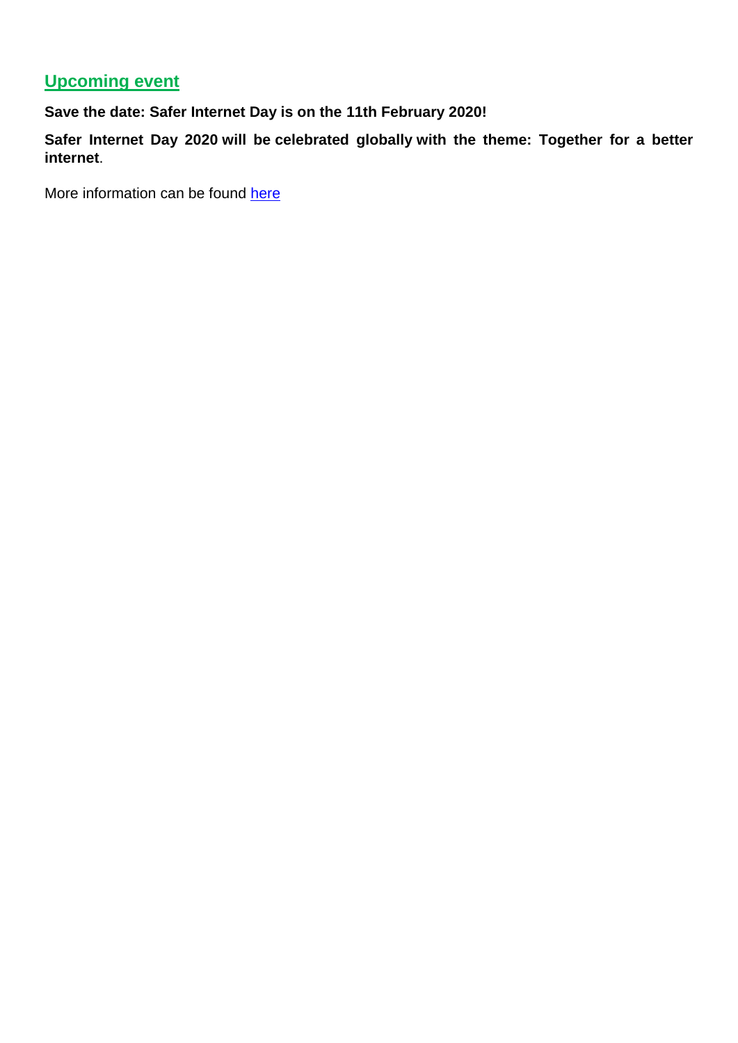## Upcoming event

**Save the date: Safer Internet Day is on the 11th February 2020!**

**Safer Internet Day 2020 will be celebrated globally with the theme: Together for a better internet**.

More information can be found here